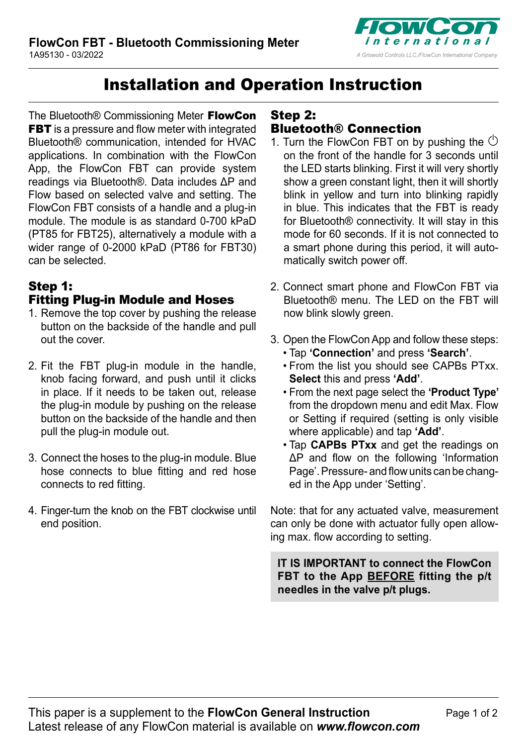# Installation and Operation Instruction

The Bluetooth® Commissioning Meter **FlowCon FBT** is a pressure and flow meter with integrated Bluetooth® communication, intended for HVAC applications. In combination with the FlowCon App, the FlowCon FBT can provide system readings via Bluetooth®. Data includes ΔP and Flow based on selected valve and setting. The FlowCon FBT consists of a handle and a plug-in module. The module is as standard 0-700 kPaD (PT85 for FBT25), alternatively a module with a wider range of 0-2000 kPaD (PT86 for FBT30) can be selected.

## Step 1: Fitting Plug-in Module and Hoses

1. Remove the top cover by pushing the release button on the backside of the handle and pull out the cover.

2. Fit the FBT plug-in module in the handle, knob facing forward, and push until it clicks in place. If it needs to be taken out, release the plug-in module by pushing on the release button on the backside of the handle and then pull the plug-in module out.

3. Connect the hoses to the plug-in module. Blue hose connects to blue fitting and red hose connects to red fitting.

4. Finger-turn the knob on the FBT clockwise until end position.

## Step 2: Bluetooth® Connection

1. Turn the FlowCon FBT on by pushing the ⏻ on the front of the handle for 3 seconds until the LED starts blinking. First it will very shortly show a green constant light, then it will shortly blink in yellow and turn into blinking rapidly in blue. This indicates that the FBT is ready for Bluetooth® connectivity. It will stay in this mode for 60 seconds. If it is not connected to a smart phone during this period, it will automatically switch power off.

2. Connect smart phone and FlowCon FBT via Bluetooth® menu. The LED on the FBT will now blink slowly green.

3. Open the FlowCon App and follow these steps:
   - Tap **'Connection'** and press **'Search'**.
   - From the list you should see CAPBs PTxx. **Select** this and press **'Add'**.
   - From the next page select the **'Product Type'** from the dropdown menu and edit Max. Flow or Setting if required (setting is only visible where applicable) and tap **'Add'**.
   - Tap **CAPBs PTxx** and get the readings on ΔP and flow on the following 'Information Page'. Pressure- and flow units can be changed in the App under 'Setting'.

Note: that for any actuated valve, measurement can only be done with actuator fully open allowing max. flow according to setting.

**IT IS IMPORTANT to connect the FlowCon FBT to the App BEFORE fitting the p/t needles in the valve p/t plugs.**

This paper is a supplement to the **FlowCon General Instruction**
Latest release of any FlowCon material is available on ***www.flowcon.com***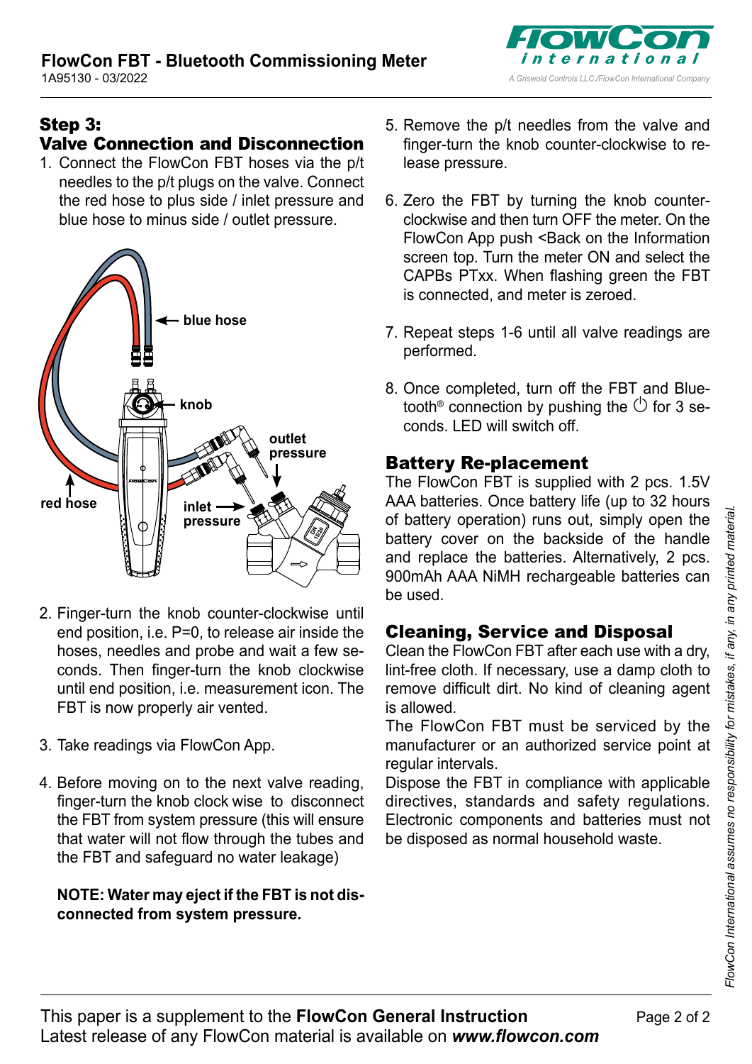## Step 3: Valve Connection and Disconnection

1. Connect the FlowCon FBT hoses via the p/t needles to the p/t plugs on the valve. Connect the red hose to plus side / inlet pressure and blue hose to minus side / outlet pressure.

blue hose
knob
outlet pressure
red hose
inlet pressure

2. Finger-turn the knob counter-clockwise until end position, i.e. P=0, to release air inside the hoses, needles and probe and wait a few seconds. Then finger-turn the knob clockwise until end position, i.e. measurement icon. The FBT is now properly air vented.

3. Take readings via FlowCon App.

4. Before moving on to the next valve reading, finger-turn the knob clock wise to disconnect the FBT from system pressure (this will ensure that water will not flow through the tubes and the FBT and safeguard no water leakage)

   **NOTE: Water may eject if the FBT is not disconnected from system pressure.**

5. Remove the p/t needles from the valve and finger-turn the knob counter-clockwise to release pressure.

6. Zero the FBT by turning the knob counter-clockwise and then turn OFF the meter. On the FlowCon App push <Back on the Information screen top. Turn the meter ON and select the CAPBs PTxx. When flashing green the FBT is connected, and meter is zeroed.

7. Repeat steps 1-6 until all valve readings are performed.

8. Once completed, turn off the FBT and Bluetooth® connection by pushing the ⏻ for 3 seconds. LED will switch off.

## Battery Re-placement

The FlowCon FBT is supplied with 2 pcs. 1.5V AAA batteries. Once battery life (up to 32 hours of battery operation) runs out, simply open the battery cover on the backside of the handle and replace the batteries. Alternatively, 2 pcs. 900mAh AAA NiMH rechargeable batteries can be used.

## Cleaning, Service and Disposal

Clean the FlowCon FBT after each use with a dry, lint-free cloth. If necessary, use a damp cloth to remove difficult dirt. No kind of cleaning agent is allowed.

The FlowCon FBT must be serviced by the manufacturer or an authorized service point at regular intervals.

Dispose the FBT in compliance with applicable directives, standards and safety regulations. Electronic components and batteries must not be disposed as normal household waste.

This paper is a supplement to the **FlowCon General Instruction**
Latest release of any FlowCon material is available on ***www.flowcon.com***

*FlowCon International assumes no responsibility for mistakes, if any, in any printed material.*